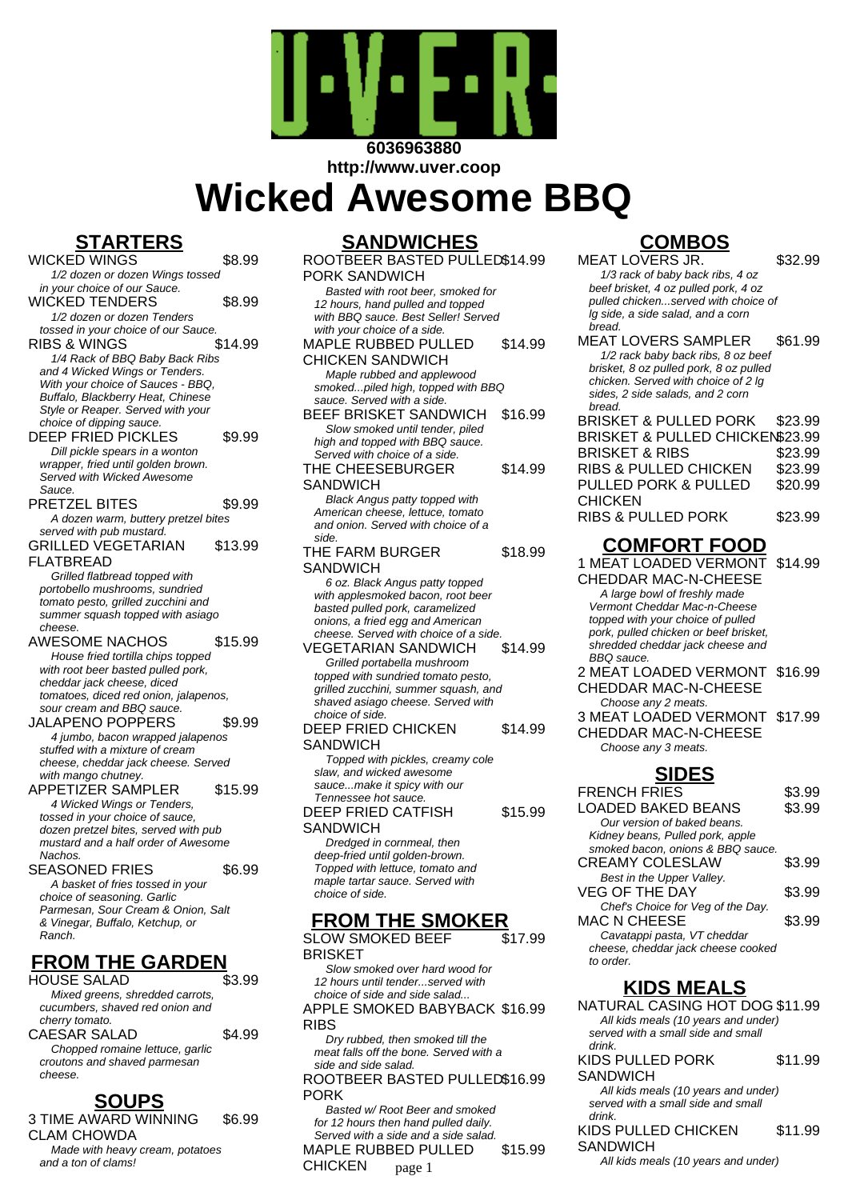6036963880
http://www.uver.coop

# Wicked Awesome BBQ

## STARTERS

**WICKED WINGS** $8.99
*1/2 dozen or dozen Wings tossed in your choice of our Sauce.*

**WICKED TENDERS** $8.99
*1/2 dozen or dozen Tenders tossed in your choice of our Sauce.*

**RIBS & WINGS** $14.99
*1/4 Rack of BBQ Baby Back Ribs and 4 Wicked Wings or Tenders. With your choice of Sauces - BBQ, Buffalo, Blackberry Heat, Chinese Style or Reaper. Served with your choice of dipping sauce.*

**DEEP FRIED PICKLES** $9.99
*Dill pickle spears in a wonton wrapper, fried until golden brown. Served with Wicked Awesome Sauce.*

**PRETZEL BITES** $9.99
*A dozen warm, buttery pretzel bites served with pub mustard.*

**GRILLED VEGETARIAN FLATBREAD** $13.99
*Grilled flatbread topped with portobello mushrooms, sundried tomato pesto, grilled zucchini and summer squash topped with asiago cheese.*

**AWESOME NACHOS** $15.99
*House fried tortilla chips topped with root beer basted pulled pork, cheddar jack cheese, diced tomatoes, diced red onion, jalapenos, sour cream and BBQ sauce.*

**JALAPENO POPPERS** $9.99
*4 jumbo, bacon wrapped jalapenos stuffed with a mixture of cream cheese, cheddar jack cheese. Served with mango chutney.*

**APPETIZER SAMPLER** $15.99
*4 Wicked Wings or Tenders, tossed in your choice of sauce, dozen pretzel bites, served with pub mustard and a half order of Awesome Nachos.*

**SEASONED FRIES** $6.99
*A basket of fries tossed in your choice of seasoning. Garlic Parmesan, Sour Cream & Onion, Salt & Vinegar, Buffalo, Ketchup, or Ranch.*

## FROM THE GARDEN

**HOUSE SALAD** $3.99
*Mixed greens, shredded carrots, cucumbers, shaved red onion and cherry tomato.*

**CAESAR SALAD** $4.99
*Chopped romaine lettuce, garlic croutons and shaved parmesan cheese.*

## SOUPS

**3 TIME AWARD WINNING CLAM CHOWDA** $6.99
*Made with heavy cream, potatoes and a ton of clams!*

## SANDWICHES

**ROOTBEER BASTED PULLED PORK SANDWICH** $14.99
*Basted with root beer, smoked for 12 hours, hand pulled and topped with BBQ sauce. Best Seller! Served with your choice of a side.*

**MAPLE RUBBED PULLED CHICKEN SANDWICH** $14.99
*Maple rubbed and applewood smoked...piled high, topped with BBQ sauce. Served with a side.*

**BEEF BRISKET SANDWICH** $16.99
*Slow smoked until tender, piled high and topped with BBQ sauce. Served with choice of a side.*

**THE CHEESEBURGER SANDWICH** $14.99
*Black Angus patty topped with American cheese, lettuce, tomato and onion. Served with choice of a side.*

**THE FARM BURGER SANDWICH** $18.99
*6 oz. Black Angus patty topped with applesmoked bacon, root beer basted pulled pork, caramelized onions, a fried egg and American cheese. Served with choice of a side.*

**VEGETARIAN SANDWICH** $14.99
*Grilled portabella mushroom topped with sundried tomato pesto, grilled zucchini, summer squash, and shaved asiago cheese. Served with choice of side.*

**DEEP FRIED CHICKEN SANDWICH** $14.99
*Topped with pickles, creamy cole slaw, and wicked awesome sauce...make it spicy with our Tennessee hot sauce.*

**DEEP FRIED CATFISH SANDWICH** $15.99
*Dredged in cornmeal, then deep-fried until golden-brown. Topped with lettuce, tomato and maple tartar sauce. Served with choice of side.*

## FROM THE SMOKER

**SLOW SMOKED BEEF BRISKET** $17.99
*Slow smoked over hard wood for 12 hours until tender...served with choice of side and side salad...*

**APPLE SMOKED BABYBACK RIBS** $16.99
*Dry rubbed, then smoked till the meat falls off the bone. Served with a side and side salad.*

**ROOTBEER BASTED PULLED PORK** $16.99
*Basted w/ Root Beer and smoked for 12 hours then hand pulled daily. Served with a side and a side salad.*

**MAPLE RUBBED PULLED CHICKEN** $15.99

## COMBOS

**MEAT LOVERS JR.** $32.99
*1/3 rack of baby back ribs, 4 oz beef brisket, 4 oz pulled pork, 4 oz pulled chicken...served with choice of lg side, a side salad, and a corn bread.*

**MEAT LOVERS SAMPLER** $61.99
*1/2 rack baby back ribs, 8 oz beef brisket, 8 oz pulled pork, 8 oz pulled chicken. Served with choice of 2 lg sides, 2 side salads, and 2 corn bread.*

**BRISKET & PULLED PORK** $23.99

**BRISKET & PULLED CHICKEN** $23.99

**BRISKET & RIBS** $23.99

**RIBS & PULLED CHICKEN** $23.99

**PULLED PORK & PULLED CHICKEN** $20.99

**RIBS & PULLED PORK** $23.99

## COMFORT FOOD

**1 MEAT LOADED VERMONT CHEDDAR MAC-N-CHEESE** $14.99
*A large bowl of freshly made Vermont Cheddar Mac-n-Cheese topped with your choice of pulled pork, pulled chicken or beef brisket, shredded cheddar jack cheese and BBQ sauce.*

**2 MEAT LOADED VERMONT CHEDDAR MAC-N-CHEESE** $16.99
*Choose any 2 meats.*

**3 MEAT LOADED VERMONT CHEDDAR MAC-N-CHEESE** $17.99
*Choose any 3 meats.*

## SIDES

**FRENCH FRIES** $3.99

**LOADED BAKED BEANS** $3.99
*Our version of baked beans. Kidney beans, Pulled pork, apple smoked bacon, onions & BBQ sauce.*

**CREAMY COLESLAW** $3.99
*Best in the Upper Valley.*

**VEG OF THE DAY** $3.99
*Chef's Choice for Veg of the Day.*

**MAC N CHEESE** $3.99
*Cavatappi pasta, VT cheddar cheese, cheddar jack cheese cooked to order.*

## KIDS MEALS

**NATURAL CASING HOT DOG** $11.99
*All kids meals (10 years and under) served with a small side and small drink.*

**KIDS PULLED PORK SANDWICH** $11.99
*All kids meals (10 years and under) served with a small side and small drink.*

**KIDS PULLED CHICKEN SANDWICH** $11.99
*All kids meals (10 years and under)*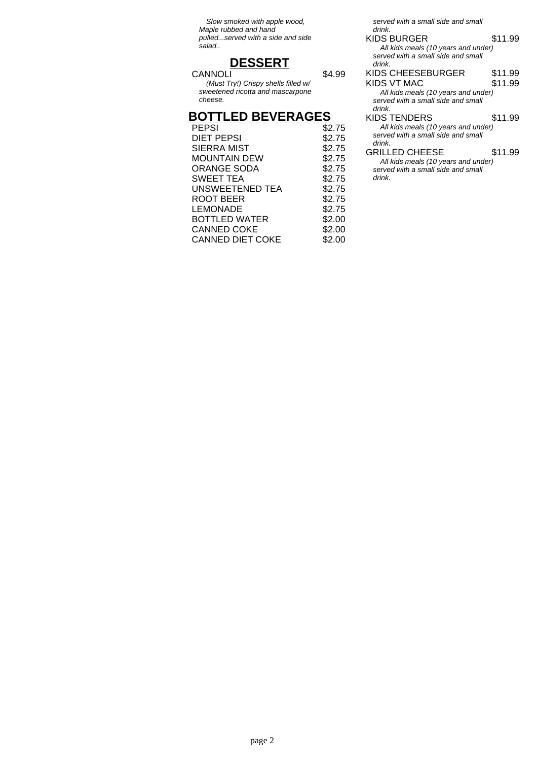*Slow smoked with apple wood, Maple rubbed and hand pulled...served with a side and side salad..*

## DESSERT

CANNOLI $4.99

*(Must Try!) Crispy shells filled w/ sweetened ricotta and mascarpone cheese.*

## BOTTLED BEVERAGES

| | |
|---|---|
| PEPSI | $2.75 |
| DIET PEPSI | $2.75 |
| SIERRA MIST | $2.75 |
| MOUNTAIN DEW | $2.75 |
| ORANGE SODA | $2.75 |
| SWEET TEA | $2.75 |
| UNSWEETENED TEA | $2.75 |
| ROOT BEER | $2.75 |
| LEMONADE | $2.75 |
| BOTTLED WATER | $2.00 |
| CANNED COKE | $2.00 |
| CANNED DIET COKE | $2.00 |

*served with a small side and small drink.*

KIDS BURGER $11.99

*All kids meals (10 years and under) served with a small side and small drink.*

KIDS CHEESEBURGER $11.99

KIDS VT MAC $11.99

*All kids meals (10 years and under) served with a small side and small drink.*

KIDS TENDERS $11.99

*All kids meals (10 years and under) served with a small side and small drink.*

GRILLED CHEESE $11.99

*All kids meals (10 years and under) served with a small side and small drink.*